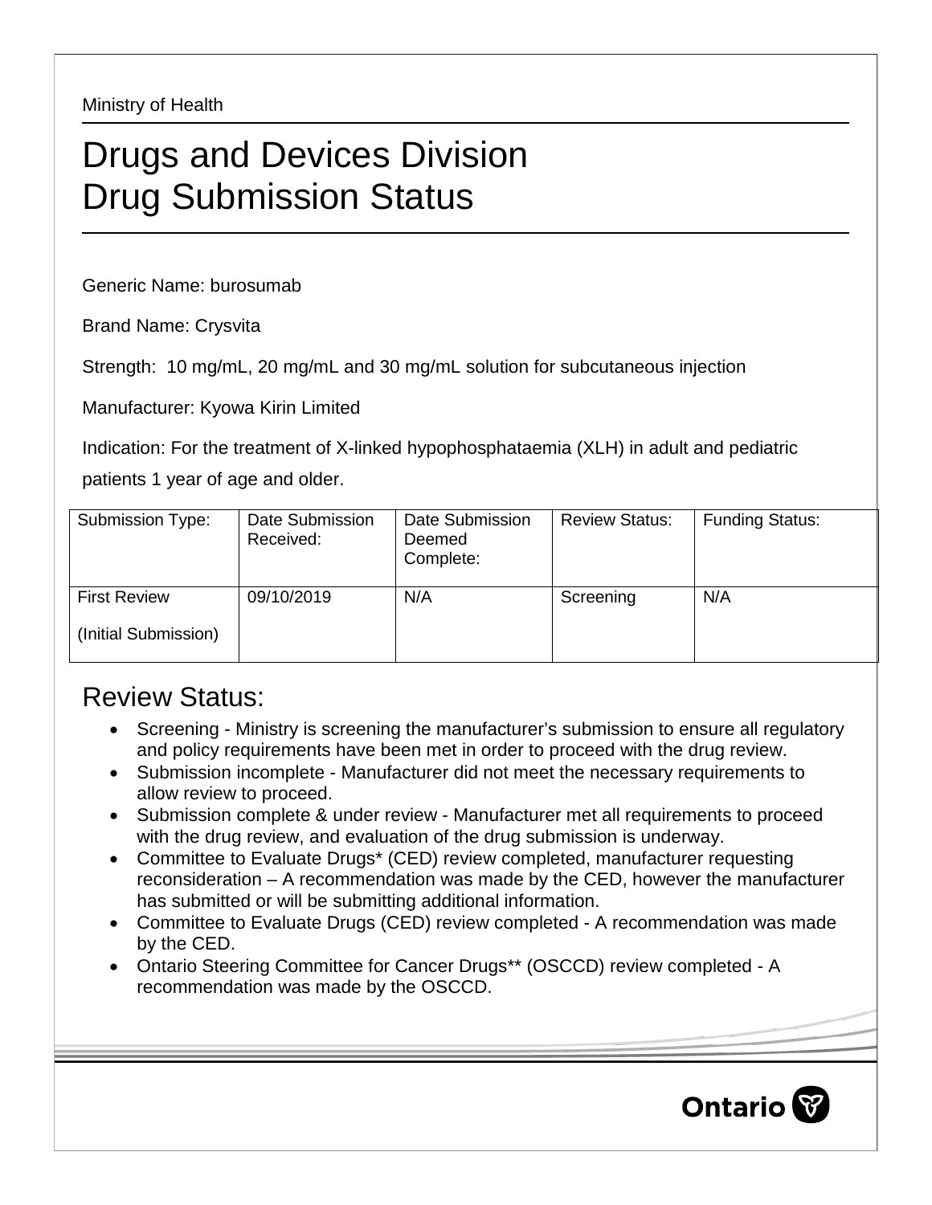Ministry of Health

# Drugs and Devices Division
# Drug Submission Status

Generic Name: burosumab

Brand Name: Crysvita

Strength: 10 mg/mL, 20 mg/mL and 30 mg/mL solution for subcutaneous injection

Manufacturer: Kyowa Kirin Limited

Indication: For the treatment of X-linked hypophosphataemia (XLH) in adult and pediatric patients 1 year of age and older.

| Submission Type: | Date Submission Received: | Date Submission Deemed Complete: | Review Status: | Funding Status: |
|---|---|---|---|---|
| First Review (Initial Submission) | 09/10/2019 | N/A | Screening | N/A |

## Review Status:

- Screening - Ministry is screening the manufacturer's submission to ensure all regulatory and policy requirements have been met in order to proceed with the drug review.
- Submission incomplete - Manufacturer did not meet the necessary requirements to allow review to proceed.
- Submission complete & under review - Manufacturer met all requirements to proceed with the drug review, and evaluation of the drug submission is underway.
- Committee to Evaluate Drugs* (CED) review completed, manufacturer requesting reconsideration – A recommendation was made by the CED, however the manufacturer has submitted or will be submitting additional information.
- Committee to Evaluate Drugs (CED) review completed - A recommendation was made by the CED.
- Ontario Steering Committee for Cancer Drugs** (OSCCD) review completed - A recommendation was made by the OSCCD.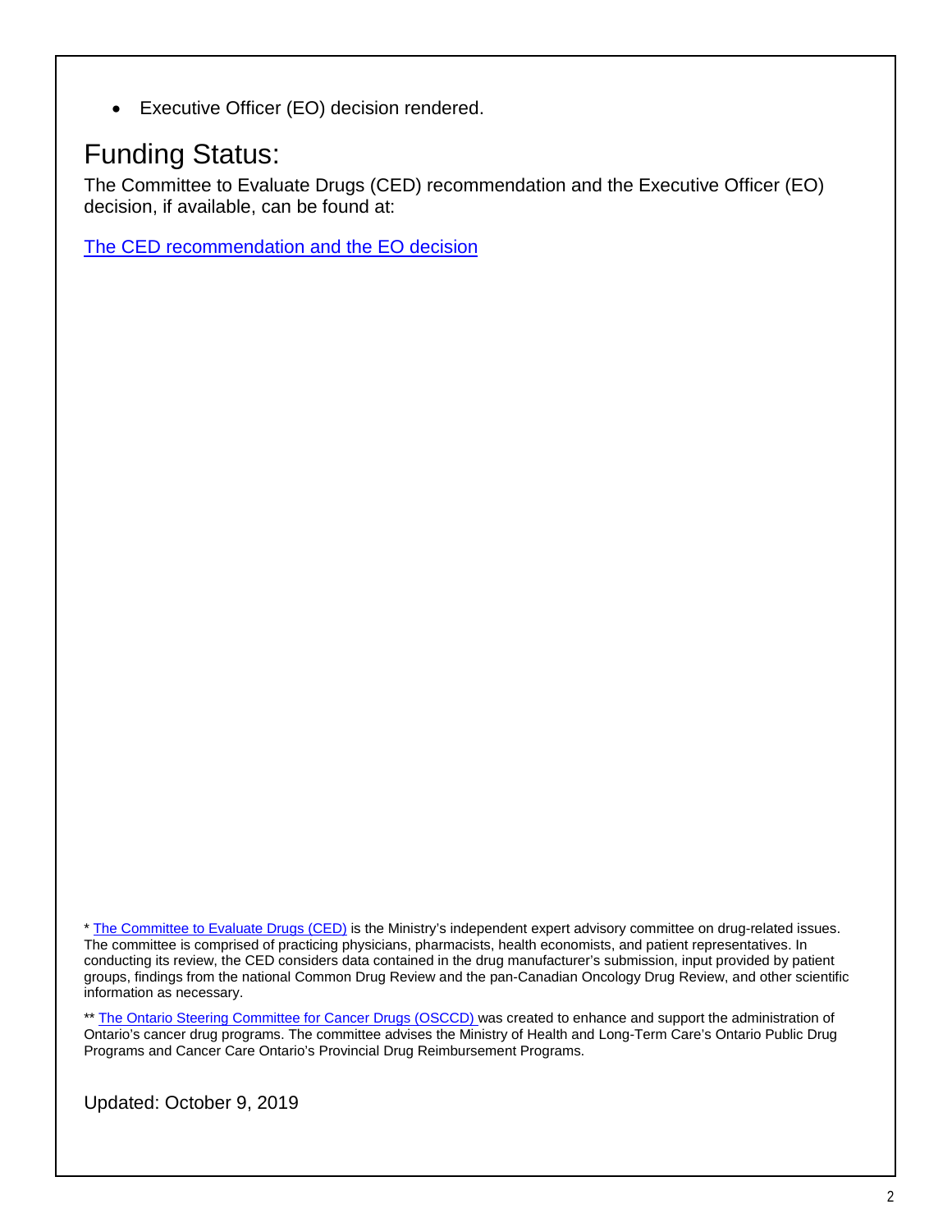- Executive Officer (EO) decision rendered.

## Funding Status:

The Committee to Evaluate Drugs (CED) recommendation and the Executive Officer (EO) decision, if available, can be found at:

[The CED recommendation and the EO decision]()

* [The Committee to Evaluate Drugs (CED)]() is the Ministry's independent expert advisory committee on drug-related issues. The committee is comprised of practicing physicians, pharmacists, health economists, and patient representatives. In conducting its review, the CED considers data contained in the drug manufacturer's submission, input provided by patient groups, findings from the national Common Drug Review and the pan-Canadian Oncology Drug Review, and other scientific information as necessary.

** [The Ontario Steering Committee for Cancer Drugs (OSCCD)]() was created to enhance and support the administration of Ontario's cancer drug programs. The committee advises the Ministry of Health and Long-Term Care's Ontario Public Drug Programs and Cancer Care Ontario's Provincial Drug Reimbursement Programs.

Updated: October 9, 2019